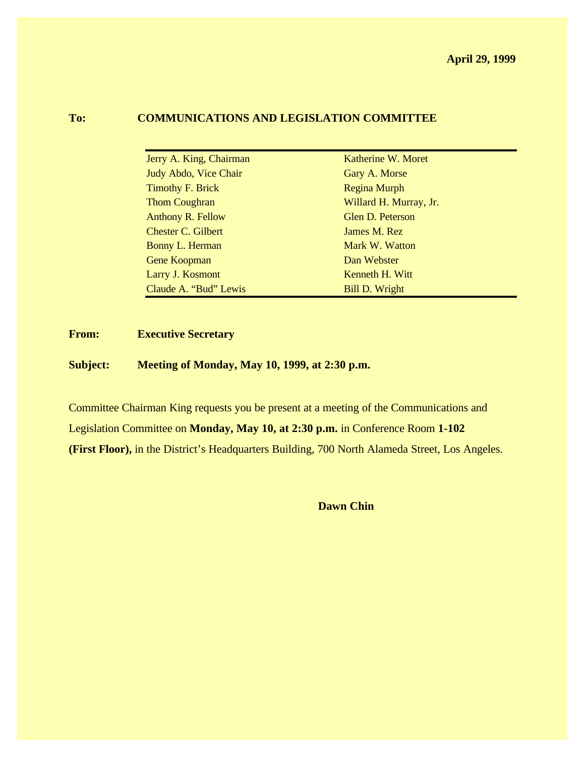**April 29, 1999**

**To:** **COMMUNICATIONS AND LEGISLATION COMMITTEE**

| | |
|---|---|
| Jerry A. King, Chairman | Katherine W. Moret |
| Judy Abdo, Vice Chair | Gary A. Morse |
| Timothy F. Brick | Regina Murph |
| Thom Coughran | Willard H. Murray, Jr. |
| Anthony R. Fellow | Glen D. Peterson |
| Chester C. Gilbert | James M. Rez |
| Bonny L. Herman | Mark W. Watton |
| Gene Koopman | Dan Webster |
| Larry J. Kosmont | Kenneth H. Witt |
| Claude A. "Bud" Lewis | Bill D. Wright |

**From:** **Executive Secretary**

**Subject:** **Meeting of Monday, May 10, 1999, at 2:30 p.m.**

Committee Chairman King requests you be present at a meeting of the Communications and Legislation Committee on **Monday, May 10, at 2:30 p.m.** in Conference Room **1-102 (First Floor),** in the District's Headquarters Building, 700 North Alameda Street, Los Angeles.

**Dawn Chin**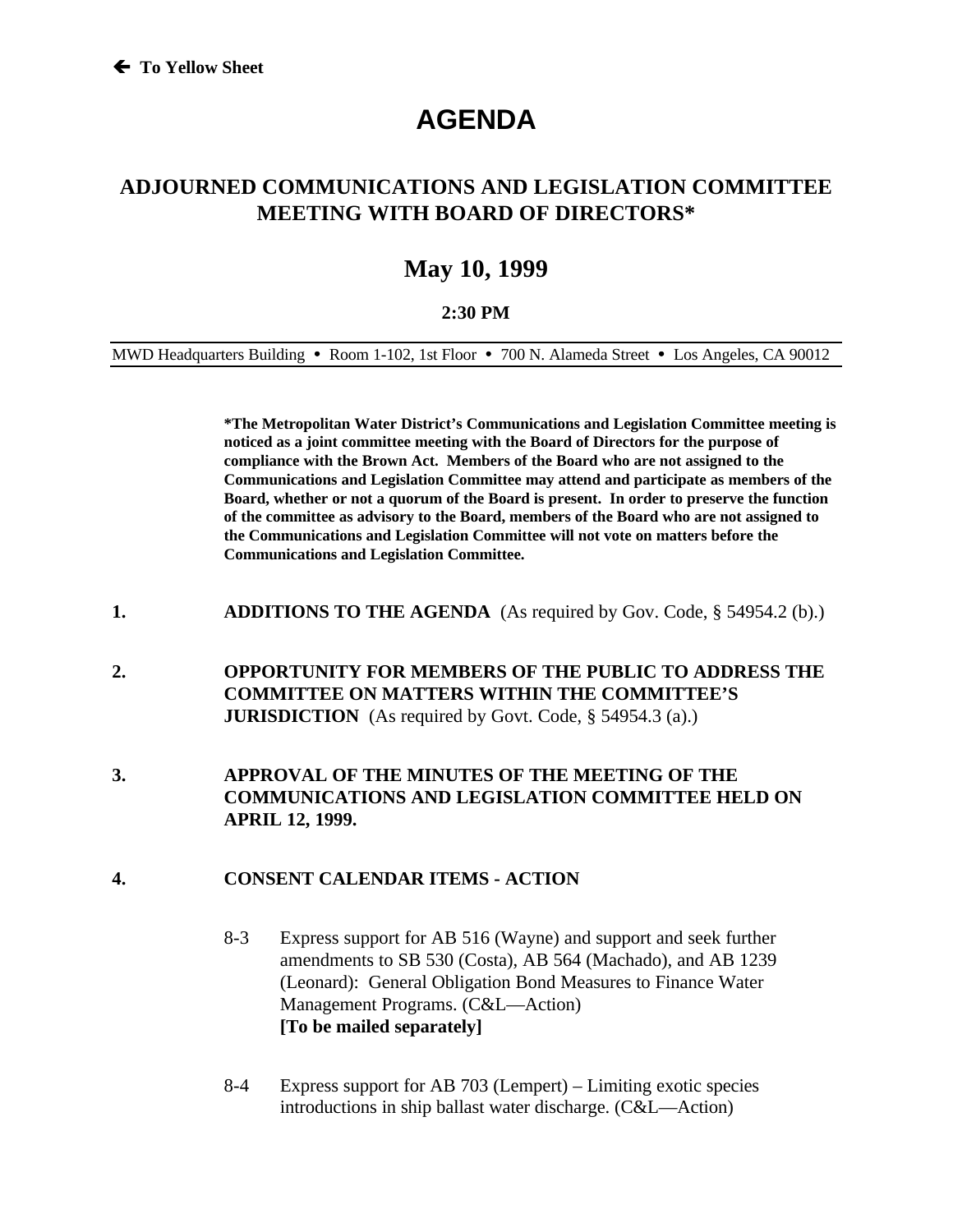🡐 **To Yellow Sheet**

# AGENDA

## ADJOURNED COMMUNICATIONS AND LEGISLATION COMMITTEE MEETING WITH BOARD OF DIRECTORS*

## May 10, 1999

### 2:30 PM

MWD Headquarters Building • Room 1-102, 1st Floor • 700 N. Alameda Street • Los Angeles, CA 90012

**\*The Metropolitan Water District's Communications and Legislation Committee meeting is noticed as a joint committee meeting with the Board of Directors for the purpose of compliance with the Brown Act. Members of the Board who are not assigned to the Communications and Legislation Committee may attend and participate as members of the Board, whether or not a quorum of the Board is present. In order to preserve the function of the committee as advisory to the Board, members of the Board who are not assigned to the Communications and Legislation Committee will not vote on matters before the Communications and Legislation Committee.**

**1. ADDITIONS TO THE AGENDA** (As required by Gov. Code, § 54954.2 (b).)

**2. OPPORTUNITY FOR MEMBERS OF THE PUBLIC TO ADDRESS THE COMMITTEE ON MATTERS WITHIN THE COMMITTEE'S JURISDICTION** (As required by Govt. Code, § 54954.3 (a).)

**3. APPROVAL OF THE MINUTES OF THE MEETING OF THE COMMUNICATIONS AND LEGISLATION COMMITTEE HELD ON APRIL 12, 1999.**

**4. CONSENT CALENDAR ITEMS - ACTION**

8-3 Express support for AB 516 (Wayne) and support and seek further amendments to SB 530 (Costa), AB 564 (Machado), and AB 1239 (Leonard): General Obligation Bond Measures to Finance Water Management Programs. (C&L—Action)
**[To be mailed separately]**

8-4 Express support for AB 703 (Lempert) – Limiting exotic species introductions in ship ballast water discharge. (C&L—Action)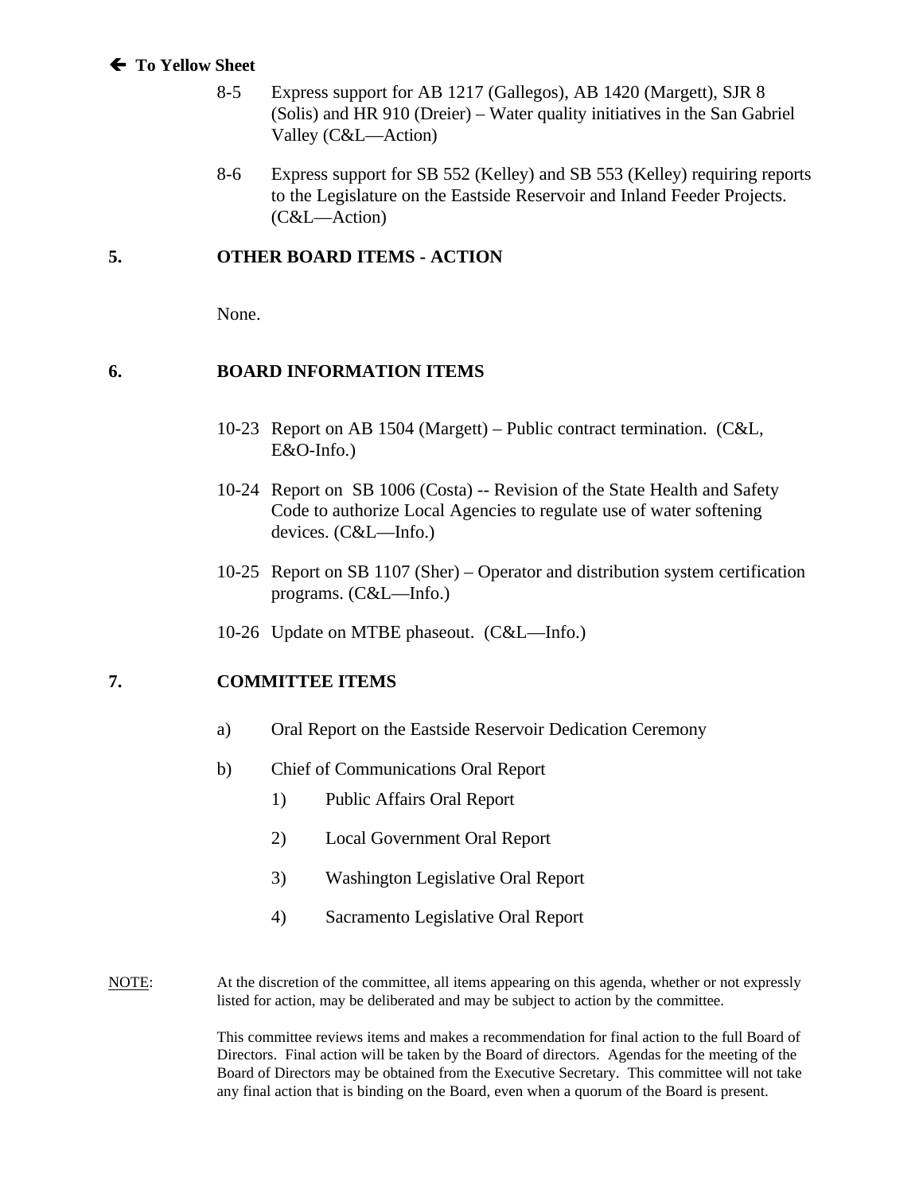**← To Yellow Sheet**

8-5 Express support for AB 1217 (Gallegos), AB 1420 (Margett), SJR 8 (Solis) and HR 910 (Dreier) – Water quality initiatives in the San Gabriel Valley (C&L—Action)

8-6 Express support for SB 552 (Kelley) and SB 553 (Kelley) requiring reports to the Legislature on the Eastside Reservoir and Inland Feeder Projects. (C&L—Action)

**5. OTHER BOARD ITEMS - ACTION**

None.

**6. BOARD INFORMATION ITEMS**

10-23 Report on AB 1504 (Margett) – Public contract termination. (C&L, E&O-Info.)

10-24 Report on SB 1006 (Costa) -- Revision of the State Health and Safety Code to authorize Local Agencies to regulate use of water softening devices. (C&L—Info.)

10-25 Report on SB 1107 (Sher) – Operator and distribution system certification programs. (C&L—Info.)

10-26 Update on MTBE phaseout. (C&L—Info.)

**7. COMMITTEE ITEMS**

a) Oral Report on the Eastside Reservoir Dedication Ceremony

b) Chief of Communications Oral Report

   1) Public Affairs Oral Report

   2) Local Government Oral Report

   3) Washington Legislative Oral Report

   4) Sacramento Legislative Oral Report

NOTE: At the discretion of the committee, all items appearing on this agenda, whether or not expressly listed for action, may be deliberated and may be subject to action by the committee.

This committee reviews items and makes a recommendation for final action to the full Board of Directors. Final action will be taken by the Board of directors. Agendas for the meeting of the Board of Directors may be obtained from the Executive Secretary. This committee will not take any final action that is binding on the Board, even when a quorum of the Board is present.